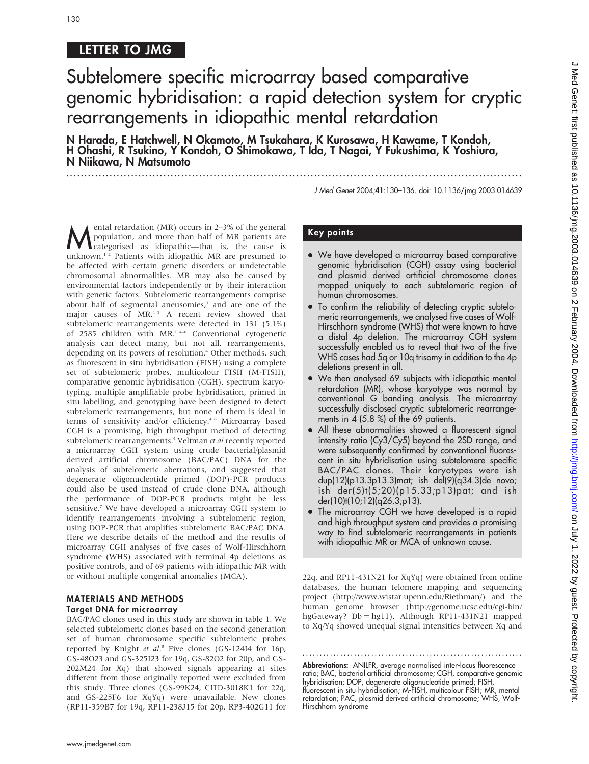LETTER TO JMG

# Subtelomere specific microarray based comparative genomic hybridisation: a rapid detection system for cryptic rearrangements in idiopathic mental retardation

**N Harada, E Hatchwell, N Okamoto, M Tsukahara, K Kurosawa, H Kawame, T Kondoh, H Ohashi, R Tsukino, Y Kondoh, O Shimokawa, T Ida, T Nagai, Y Fukushima, K Yoshiura, N Niikawa, N Matsumoto**

J Med Genet 2004;**41**:130–136. doi: 10.1136/jmg.2003.014639

## Key points

- We have developed a microarray based comparative genomic hybridisation (CGH) assay using bacterial and plasmid derived artificial chromosome clones mapped uniquely to each subtelomeric region of human chromosomes.
- To confirm the reliability of detecting cryptic subtelomeric rearrangements, we analysed five cases of Wolf-Hirschhorn syndrome (WHS) that were known to have a distal 4p deletion. The microarray CGH system successfully enabled us to reveal that two of the five WHS cases had 5q or 10q trisomy in addition to the 4p deletions present in all.
- We then analysed 69 subjects with idiopathic mental retardation (MR), whose karyotype was normal by conventional G banding analysis. The microarray successfully disclosed cryptic subtelomeric rearrangements in 4 (5.8 %) of the 69 patients.
- All these abnormalities showed a fluorescent signal intensity ratio (Cy3/Cy5) beyond the 2SD range, and were subsequently confirmed by conventional fluorescent in situ hybridisation using subtelomere specific BAC/PAC clones. Their karyotypes were ish dup(12)(p13.3p13.3)mat; ish del(9)(q34.3)de novo; ish der(5)t(5;20)(p15.33;p13)pat; and ish der(10)t(10;12)(q26.3;p13).
- The microarray CGH we have developed is a rapid and high throughput system and provides a promising way to find subtelomeric rearrangements in patients with idiopathic MR or MCA of unknown cause.

Mental retardation (MR) occurs in 2–3% of the general population, and more than half of MR patients are categorised as idiopathic—that is, the cause is unknown.[1 2] Patients with idiopathic MR are presumed to be affected with certain genetic disorders or undetectable chromosomal abnormalities. MR may also be caused by environmental factors independently or by their interaction with genetic factors. Subtelomeric rearrangements comprise about half of segmental aneusomies,[3] and are one of the major causes of MR.[4 5] A recent review showed that subtelomeric rearrangements were detected in 131 (5.1%) of 2585 children with MR.[1 4–6] Conventional cytogenetic analysis can detect many, but not all, rearrangements, depending on its powers of resolution.[4] Other methods, such as fluorescent in situ hybridisation (FISH) using a complete set of subtelomeric probes, multicolour FISH (M-FISH), comparative genomic hybridisation (CGH), spectrum karyotyping, multiple amplifiable probe hybridisation, primed in situ labelling, and genotyping have been designed to detect subtelomeric rearrangements, but none of them is ideal in terms of sensitivity and/or efficiency.[4 6] Microarray based CGH is a promising, high throughput method of detecting subtelomeric rearrangements.[4] Veltman *et al* recently reported a microarray CGH system using crude bacterial/plasmid derived artificial chromosome (BAC/PAC) DNA for the analysis of subtelomeric aberrations, and suggested that degenerate oligonucleotide primed (DOP)-PCR products could also be used instead of crude clone DNA, although the performance of DOP-PCR products might be less sensitive.[7] We have developed a microarray CGH system to identify rearrangements involving a subtelomeric region, using DOP-PCR that amplifies subtelomeric BAC/PAC DNA. Here we describe details of the method and the results of microarray CGH analyses of five cases of Wolf-Hirschhorn syndrome (WHS) associated with terminal 4p deletions as positive controls, and of 69 patients with idiopathic MR with or without multiple congenital anomalies (MCA).

## MATERIALS AND METHODS

### Target DNA for microarray

BAC/PAC clones used in this study are shown in table 1. We selected subtelomeric clones based on the second generation set of human chromosome specific subtelomeric probes reported by Knight *et al*.[8] Five clones (GS-124I4 for 16p, GS-48O23 and GS-325I23 for 19q, GS-82O2 for 20p, and GS-202M24 for Xq) that showed signals appearing at sites different from those originally reported were excluded from this study. Three clones (GS-99K24, CITD-3018K1 for 22q, and GS-225F6 for XqYq) were unavailable. New clones (RP11-359B7 for 19q, RP11-238J15 for 20p, RP3-402G11 for 22q, and RP11-431N21 for XqYq) were obtained from online databases, the human telomere mapping and sequencing project (http://www.wistar.upenn.edu/Riethman/) and the human genome browser (http://genome.ucsc.edu/cgi-bin/hgGateway? Db = hg11). Although RP11-431N21 mapped to Xq/Yq showed unequal signal intensities between Xq and

**Abbreviations:** ANILFR, average normalised inter-locus fluorescence ratio; BAC, bacterial artificial chromosome; CGH, comparative genomic hybridisation; DOP, degenerate oligonucleotide primed; FISH, fluorescent in situ hybridisation; M-FISH, multicolour FISH; MR, mental retardation; PAC, plasmid derived artificial chromosome; WHS, Wolf-Hirschhorn syndrome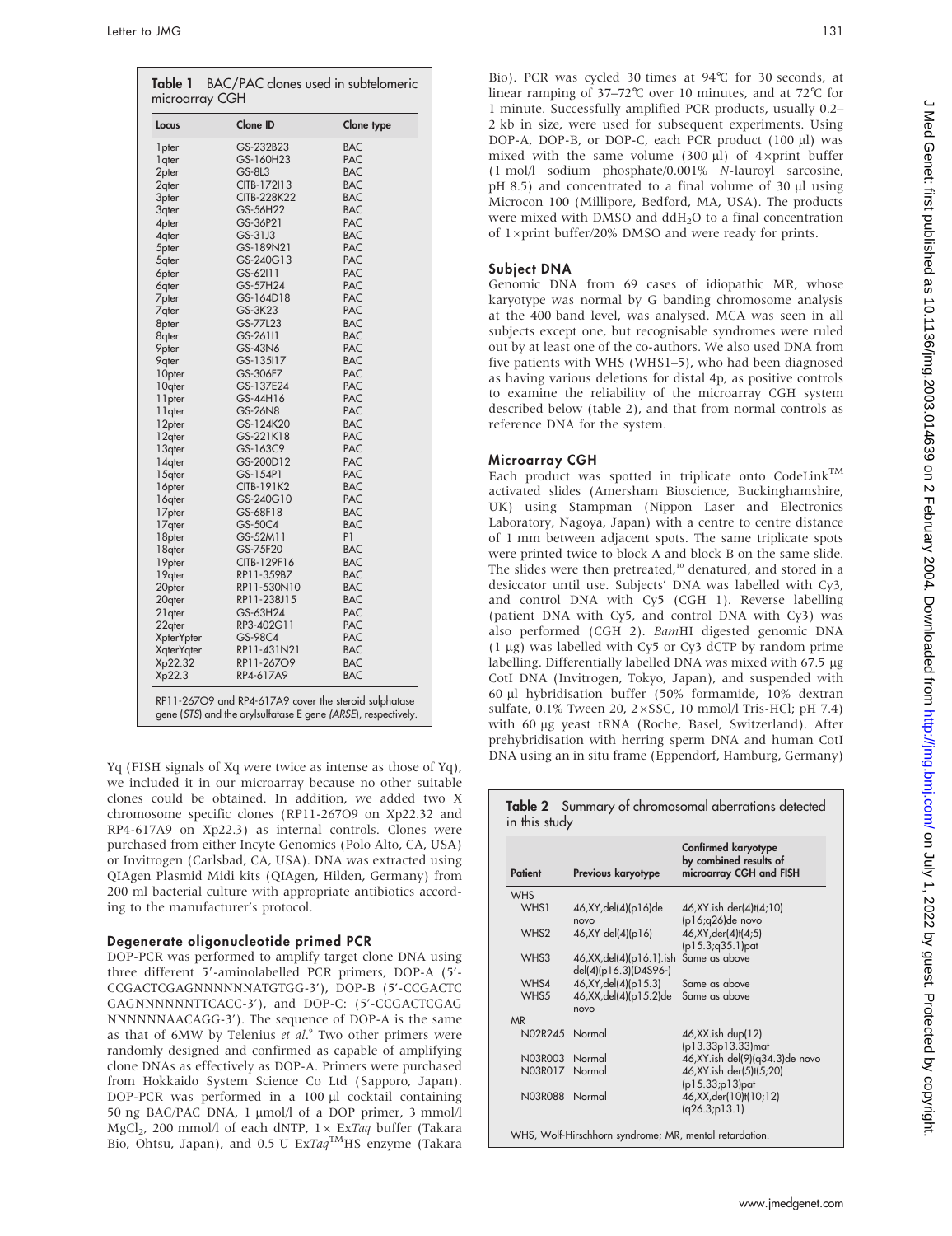**Table 1** BAC/PAC clones used in subtelomeric microarray CGH

| Locus | Clone ID | Clone type |
|---|---|---|
| 1pter | GS-232B23 | BAC |
| 1qter | GS-160H23 | PAC |
| 2pter | GS-8L3 | BAC |
| 2qter | CITB-172I13 | BAC |
| 3pter | CITB-228K22 | BAC |
| 3qter | GS-56H22 | BAC |
| 4pter | GS-36P21 | PAC |
| 4qter | GS-31J3 | BAC |
| 5pter | GS-189N21 | PAC |
| 5qter | GS-240G13 | PAC |
| 6pter | GS-62I11 | PAC |
| 6qter | GS-57H24 | PAC |
| 7pter | GS-164D18 | PAC |
| 7qter | GS-3K23 | PAC |
| 8pter | GS-77L23 | BAC |
| 8qter | GS-261I1 | BAC |
| 9pter | GS-43N6 | PAC |
| 9qter | GS-135I17 | BAC |
| 10pter | GS-306F7 | PAC |
| 10qter | GS-137E24 | PAC |
| 11pter | GS-44H16 | PAC |
| 11qter | GS-26N8 | PAC |
| 12pter | GS-124K20 | BAC |
| 12qter | GS-221K18 | PAC |
| 13qter | GS-163C9 | PAC |
| 14qter | GS-200D12 | PAC |
| 15qter | GS-154P1 | PAC |
| 16pter | CITB-191K2 | BAC |
| 16qter | GS-240G10 | PAC |
| 17pter | GS-68F18 | BAC |
| 17qter | GS-50C4 | BAC |
| 18pter | GS-52M11 | P1 |
| 18qter | GS-75F20 | BAC |
| 19pter | CITB-129F16 | BAC |
| 19qter | RP11-359B7 | BAC |
| 20pter | RP11-530N10 | BAC |
| 20qter | RP11-238J15 | BAC |
| 21qter | GS-63H24 | PAC |
| 22qter | RP3-402G11 | PAC |
| XpterYpter | GS-98C4 | PAC |
| XqterYqter | RP11-431N21 | BAC |
| Xp22.32 | RP11-267O9 | BAC |
| Xp22.3 | RP4-617A9 | BAC |

RP11-267O9 and RP4-617A9 cover the steroid sulphatase gene (*STS*) and the arylsulfatase E gene (*ARSE*), respectively.

Yq (FISH signals of Xq were twice as intense as those of Yq), we included it in our microarray because no other suitable clones could be obtained. In addition, we added two X chromosome specific clones (RP11-267O9 on Xp22.32 and RP4-617A9 on Xp22.3) as internal controls. Clones were purchased from either Incyte Genomics (Polo Alto, CA, USA) or Invitrogen (Carlsbad, CA, USA). DNA was extracted using QIAgen Plasmid Midi kits (QIAgen, Hilden, Germany) from 200 ml bacterial culture with appropriate antibiotics according to the manufacturer's protocol.

### Degenerate oligonucleotide primed PCR

DOP-PCR was performed to amplify target clone DNA using three different 5′-aminolabelled PCR primers, DOP-A (5′-CCGACTCGAGNNNNNNATGTGG-3′), DOP-B (5′-CCGACTC GAGNNNNNNTTCACC-3′), and DOP-C: (5′-CCGACTCGAG NNNNNNAACAGG-3′). The sequence of DOP-A is the same as that of 6MW by Telenius *et al*.[9] Two other primers were randomly designed and confirmed as capable of amplifying clone DNAs as effectively as DOP-A. Primers were purchased from Hokkaido System Science Co Ltd (Sapporo, Japan). DOP-PCR was performed in a 100 µl cocktail containing 50 ng BAC/PAC DNA, 1 µmol/l of a DOP primer, 3 mmol/l $MgCl_2$, 200 mmol/l of each dNTP, 1× Ex*Taq* buffer (Takara Bio, Ohtsu, Japan), and 0.5 U Ex*Taq*™HS enzyme (Takara Bio). PCR was cycled 30 times at 94℃ for 30 seconds, at linear ramping of 37–72℃ over 10 minutes, and at 72℃ for 1 minute. Successfully amplified PCR products, usually 0.2–2 kb in size, were used for subsequent experiments. Using DOP-A, DOP-B, or DOP-C, each PCR product (100 µl) was mixed with the same volume (300 µl) of 4×print buffer (1 mol/l sodium phosphate/0.001% *N*-lauroyl sarcosine, pH 8.5) and concentrated to a final volume of 30 µl using Microcon 100 (Millipore, Bedford, MA, USA). The products were mixed with DMSO and $ddH_2O$ to a final concentration of 1×print buffer/20% DMSO and were ready for prints.

### Subject DNA

Genomic DNA from 69 cases of idiopathic MR, whose karyotype was normal by G banding chromosome analysis at the 400 band level, was analysed. MCA was seen in all subjects except one, but recognisable syndromes were ruled out by at least one of the co-authors. We also used DNA from five patients with WHS (WHS1–5), who had been diagnosed as having various deletions for distal 4p, as positive controls to examine the reliability of the microarray CGH system described below (table 2), and that from normal controls as reference DNA for the system.

### Microarray CGH

Each product was spotted in triplicate onto CodeLink™ activated slides (Amersham Bioscience, Buckinghamshire, UK) using Stampman (Nippon Laser and Electronics Laboratory, Nagoya, Japan) with a centre to centre distance of 1 mm between adjacent spots. The same triplicate spots were printed twice to block A and block B on the same slide. The slides were then pretreated,[10] denatured, and stored in a desiccator until use. Subjects' DNA was labelled with Cy3, and control DNA with Cy5 (CGH 1). Reverse labelling (patient DNA with Cy5, and control DNA with Cy3) was also performed (CGH 2). *Bam*HI digested genomic DNA (1 µg) was labelled with Cy5 or Cy3 dCTP by random prime labelling. Differentially labelled DNA was mixed with 67.5 µg CotI DNA (Invitrogen, Tokyo, Japan), and suspended with 60 µl hybridisation buffer (50% formamide, 10% dextran sulfate, 0.1% Tween 20, 2×SSC, 10 mmol/l Tris-HCl; pH 7.4) with 60 µg yeast tRNA (Roche, Basel, Switzerland). After prehybridisation with herring sperm DNA and human CotI DNA using an in situ frame (Eppendorf, Hamburg, Germany)

**Table 2** Summary of chromosomal aberrations detected in this study

| Patient | Previous karyotype | Confirmed karyotype by combined results of microarray CGH and FISH |
|---|---|---|
| WHS | | |
| WHS1 | 46,XY,del(4)(p16)de novo | 46,XY.ish der(4)t(4;10)(p16;q26)de novo |
| WHS2 | 46,XY del(4)(p16) | 46,XY,der(4)t(4;5)(p15.3;q35.1)pat |
| WHS3 | 46,XX,del(4)(p16.1).ish del(4)(p16.3)(D4S96-) | Same as above |
| WHS4 | 46,XY,del(4)(p15.3) | Same as above |
| WHS5 | 46,XX,del(4)(p15.2)de novo | Same as above |
| MR | | |
| N02R245 | Normal | 46,XX.ish dup(12)(p13.33p13.33)mat |
| N03R003 | Normal | 46,XY.ish del(9)(q34.3)de novo |
| N03R017 | Normal | 46,XY.ish der(5)t(5;20)(p15.33;p13)pat |
| N03R088 | Normal | 46,XX,der(10)t(10;12)(q26.3;p13.1) |

WHS, Wolf-Hirschhorn syndrome; MR, mental retardation.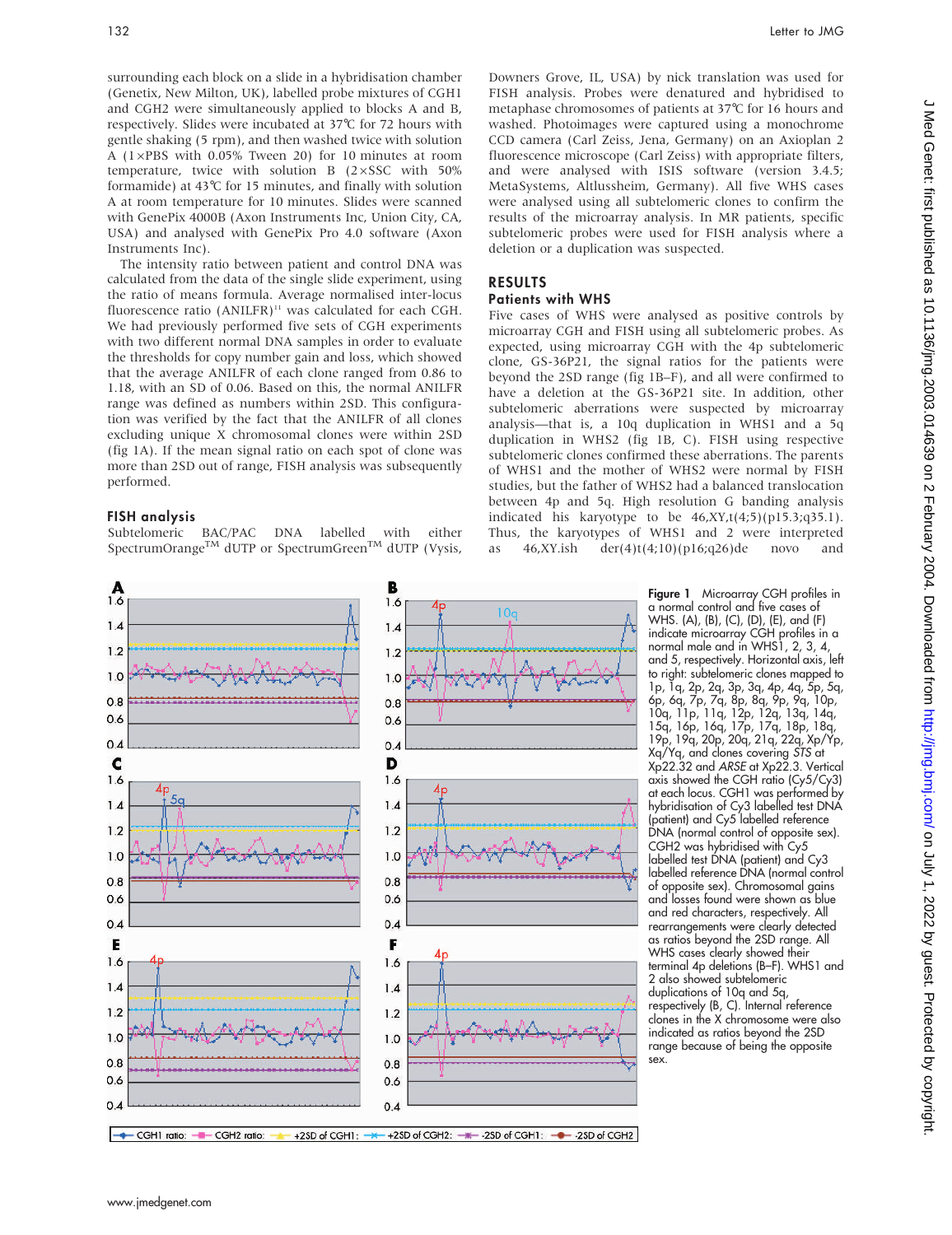surrounding each block on a slide in a hybridisation chamber (Genetix, New Milton, UK), labelled probe mixtures of CGH1 and CGH2 were simultaneously applied to blocks A and B, respectively. Slides were incubated at 37°C for 72 hours with gentle shaking (5 rpm), and then washed twice with solution A (1×PBS with 0.05% Tween 20) for 10 minutes at room temperature, twice with solution B (2×SSC with 50% formamide) at 43°C for 15 minutes, and finally with solution A at room temperature for 10 minutes. Slides were scanned with GenePix 4000B (Axon Instruments Inc, Union City, CA, USA) and analysed with GenePix Pro 4.0 software (Axon Instruments Inc).

The intensity ratio between patient and control DNA was calculated from the data of the single slide experiment, using the ratio of means formula. Average normalised inter-locus fluorescence ratio (ANILFR)[11] was calculated for each CGH. We had previously performed five sets of CGH experiments with two different normal DNA samples in order to evaluate the thresholds for copy number gain and loss, which showed that the average ANILFR of each clone ranged from 0.86 to 1.18, with an SD of 0.06. Based on this, the normal ANILFR range was defined as numbers within 2SD. This configuration was verified by the fact that the ANILFR of all clones excluding unique X chromosomal clones were within 2SD (fig 1A). If the mean signal ratio on each spot of clone was more than 2SD out of range, FISH analysis was subsequently performed.

### FISH analysis

Subtelomeric BAC/PAC DNA labelled with either SpectrumOrange™ dUTP or SpectrumGreen™ dUTP (Vysis, Downers Grove, IL, USA) by nick translation was used for FISH analysis. Probes were denatured and hybridised to metaphase chromosomes of patients at 37°C for 16 hours and washed. Photoimages were captured using a monochrome CCD camera (Carl Zeiss, Jena, Germany) on an Axioplan 2 fluorescence microscope (Carl Zeiss) with appropriate filters, and were analysed with ISIS software (version 3.4.5; MetaSystems, Altlussheim, Germany). All five WHS cases were analysed using all subtelomeric clones to confirm the results of the microarray analysis. In MR patients, specific subtelomeric probes were used for FISH analysis where a deletion or a duplication was suspected.

## RESULTS

### Patients with WHS

Five cases of WHS were analysed as positive controls by microarray CGH and FISH using all subtelomeric probes. As expected, using microarray CGH with the 4p subtelomeric clone, GS-36P21, the signal ratios for the patients were beyond the 2SD range (fig 1B–F), and all were confirmed to have a deletion at the GS-36P21 site. In addition, other subtelomeric aberrations were suspected by microarray analysis—that is, a 10q duplication in WHS1 and a 5q duplication in WHS2 (fig 1B, C). FISH using respective subtelomeric clones confirmed these aberrations. The parents of WHS1 and the mother of WHS2 were normal by FISH studies, but the father of WHS2 had a balanced translocation between 4p and 5q. High resolution G banding analysis indicated his karyotype to be 46,XY,t(4;5)(p15.3;q35.1). Thus, the karyotypes of WHS1 and 2 were interpreted as 46,XY.ish der(4)t(4;10)(p16;q26)de novo and

Figure 1 Microarray CGH profiles in a normal control and five cases of WHS. (A), (B), (C), (D), (E), and (F) indicate microarray CGH profiles in a normal male and in WHS1, 2, 3, 4, and 5, respectively. Horizontal axis, left to right: subtelomeric clones mapped to 1p, 1q, 2p, 2q, 3p, 3q, 4p, 4q, 5p, 5q, 6p, 6q, 7p, 7q, 8p, 8q, 9p, 9q, 10p, 10q, 11p, 11q, 12p, 12q, 13q, 14q, 15q, 16p, 16q, 17p, 17q, 18p, 18q, 19p, 19q, 20p, 20q, 21q, 22q, Xp/Yp, Xq/Yq, and clones covering *STS* at Xp22.32 and *ARSE* at Xp22.3. Vertical axis showed the CGH ratio (Cy5/Cy3) at each locus. CGH1 was performed by hybridisation of Cy3 labelled test DNA (patient) and Cy5 labelled reference DNA (normal control of opposite sex). CGH2 was hybridised with Cy5 labelled test DNA (patient) and Cy3 labelled reference DNA (normal control of opposite sex). Chromosomal gains and losses found were shown as blue and red characters, respectively. All rearrangements were clearly detected as ratios beyond the 2SD range. All WHS cases clearly showed their terminal 4p deletions (B–F). WHS1 and 2 also showed subtelomeric duplications of 10q and 5q, respectively (B, C). Internal reference clones in the X chromosome were also indicated as ratios beyond the 2SD range because of being the opposite sex.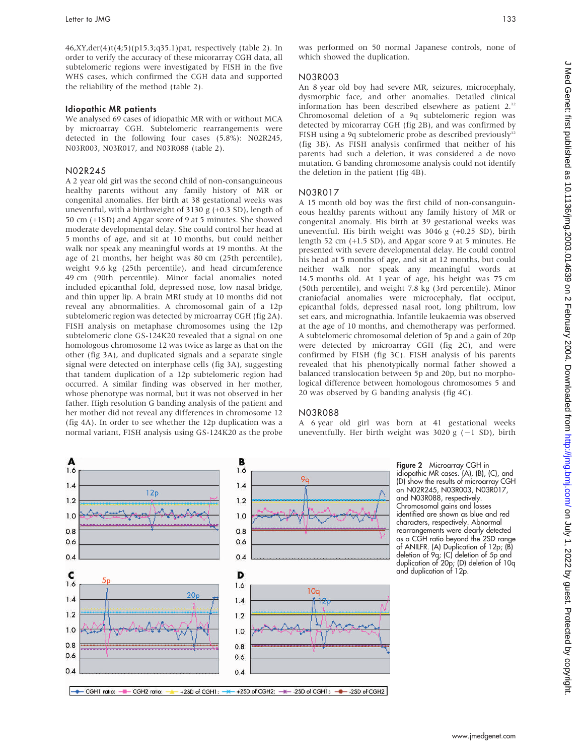46,XY,der(4)t(4;5)(p15.3;q35.1)pat, respectively (table 2). In order to verify the accuracy of these microarray CGH data, all subtelomeric regions were investigated by FISH in the five WHS cases, which confirmed the CGH data and supported the reliability of the method (table 2).

### Idiopathic MR patients

We analysed 69 cases of idiopathic MR with or without MCA by microarray CGH. Subtelomeric rearrangements were detected in the following four cases (5.8%): N02R245, N03R003, N03R017, and N03R088 (table 2).

### N02R245

A 2 year old girl was the second child of non-consanguineous healthy parents without any family history of MR or congenital anomalies. Her birth at 38 gestational weeks was uneventful, with a birthweight of 3130 g (+0.3 SD), length of 50 cm (+1SD) and Apgar score of 9 at 5 minutes. She showed moderate developmental delay. She could control her head at 5 months of age, and sit at 10 months, but could neither walk nor speak any meaningful words at 19 months. At the age of 21 months, her height was 80 cm (25th percentile), weight 9.6 kg (25th percentile), and head circumference 49 cm (90th percentile). Minor facial anomalies noted included epicanthal fold, depressed nose, low nasal bridge, and thin upper lip. A brain MRI study at 10 months did not reveal any abnormalities. A chromosomal gain of a 12p subtelomeric region was detected by microarray CGH (fig 2A). FISH analysis on metaphase chromosomes using the 12p subtelomeric clone GS-124K20 revealed that a signal on one homologous chromosome 12 was twice as large as that on the other (fig 3A), and duplicated signals and a separate single signal were detected on interphase cells (fig 3A), suggesting that tandem duplication of a 12p subtelomeric region had occurred. A similar finding was observed in her mother, whose phenotype was normal, but it was not observed in her father. High resolution G banding analysis of the patient and her mother did not reveal any differences in chromosome 12 (fig 4A). In order to see whether the 12p duplication was a normal variant, FISH analysis using GS-124K20 as the probe was performed on 50 normal Japanese controls, none of which showed the duplication.

### N03R003

An 8 year old boy had severe MR, seizures, microcephaly, dysmorphic face, and other anomalies. Detailed clinical information has been described elsewhere as patient 2.[12] Chromosomal deletion of a 9q subtelomeric region was detected by microarray CGH (fig 2B), and was confirmed by FISH using a 9q subtelomeric probe as described previously[12] (fig 3B). As FISH analysis confirmed that neither of his parents had such a deletion, it was considered a de novo mutation. G banding chromosome analysis could not identify the deletion in the patient (fig 4B).

### N03R017

A 15 month old boy was the first child of non-consanguineous healthy parents without any family history of MR or congenital anomaly. His birth at 39 gestational weeks was uneventful. His birth weight was 3046 g (+0.25 SD), birth length 52 cm (+1.5 SD), and Apgar score 9 at 5 minutes. He presented with severe developmental delay. He could control his head at 5 months of age, and sit at 12 months, but could neither walk nor speak any meaningful words at 14.5 months old. At 1 year of age, his height was 75 cm (50th percentile), and weight 7.8 kg (3rd percentile). Minor craniofacial anomalies were microcephaly, flat occiput, epicanthal folds, depressed nasal root, long philtrum, low set ears, and micrognathia. Infantile leukaemia was observed at the age of 10 months, and chemotherapy was performed. A subtelomeric chromosomal deletion of 5p and a gain of 20p were detected by microarray CGH (fig 2C), and were confirmed by FISH (fig 3C). FISH analysis of his parents revealed that his phenotypically normal father showed a balanced translocation between 5p and 20p, but no morphological difference between homologous chromosomes 5 and 20 was observed by G banding analysis (fig 4C).

### N03R088

A 6 year old girl was born at 41 gestational weeks uneventfully. Her birth weight was 3020 g (−1 SD), birth

**Figure 2** Microarray CGH in idiopathic MR cases. (A), (B), (C), and (D) show the results of microarray CGH on N02R245, N03R003, N03R017, and N03R088, respectively. Chromosomal gains and losses identified are shown as blue and red characters, respectively. Abnormal rearrangements were clearly detected as a CGH ratio beyond the 2SD range of ANILFR. (A) Duplication of 12p; (B) deletion of 9q; (C) deletion of 5p and duplication of 20p; (D) deletion of 10q and duplication of 12p.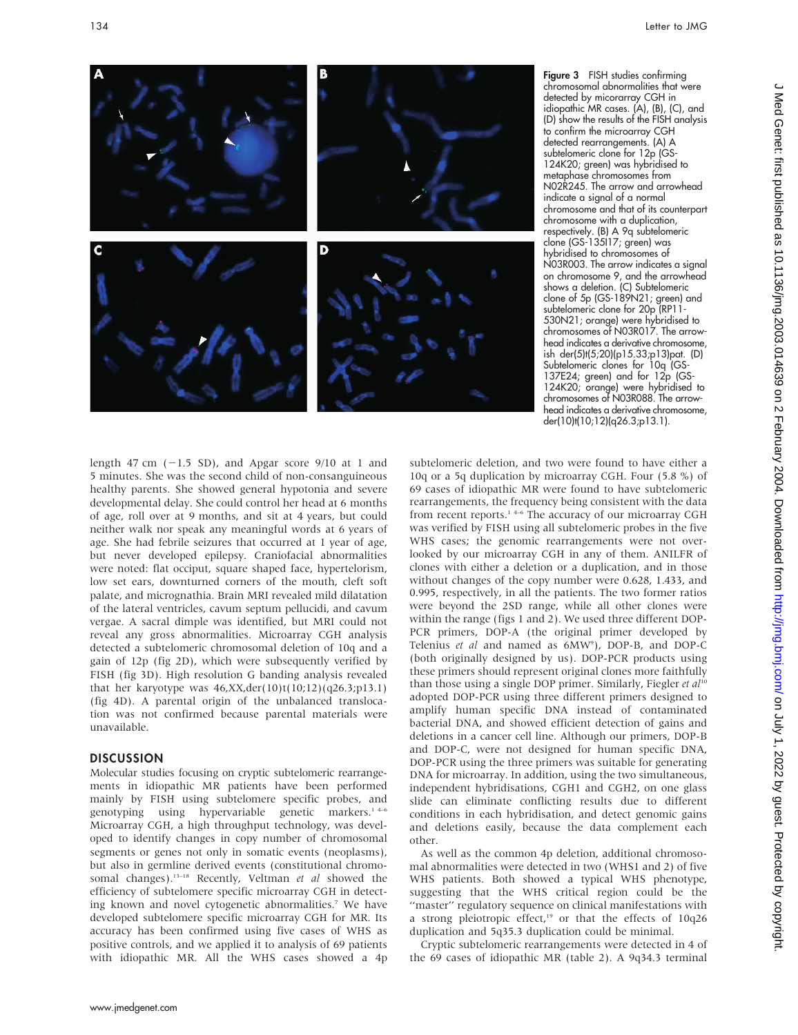**Figure 3** FISH studies confirming chromosomal abnormalities that were detected by micorarray CGH in idiopathic MR cases. (A), (B), (C), and (D) show the results of the FISH analysis to confirm the microarray CGH detected rearrangements. (A) A subtelomeric clone for 12p (GS-124K20; green) was hybridised to metaphase chromosomes from N02R245. The arrow and arrowhead indicate a signal of a normal chromosome and that of its counterpart chromosome with a duplication, respectively. (B) A 9q subtelomeric clone (GS-135I17; green) was hybridised to chromosomes of N03R003. The arrow indicates a signal on chromosome 9, and the arrowhead shows a deletion. (C) Subtelomeric clone of 5p (GS-189N21; green) and subtelomeric clone for 20p (RP11-530N21; orange) were hybridised to chromosomes of N03R017. The arrowhead indicates a derivative chromosome, ish der(5)t(5;20)(p15.33;p13)pat. (D) Subtelomeric clones for 10q (GS-137E24; green) and for 12p (GS-124K20; orange) were hybridised to chromosomes of N03R088. The arrowhead indicates a derivative chromosome, der(10)t(10;12)(q26.3;p13.1).

length 47 cm (−1.5 SD), and Apgar score 9/10 at 1 and 5 minutes. She was the second child of non-consanguineous healthy parents. She showed general hypotonia and severe developmental delay. She could control her head at 6 months of age, roll over at 9 months, and sit at 4 years, but could neither walk nor speak any meaningful words at 6 years of age. She had febrile seizures that occurred at 1 year of age, but never developed epilepsy. Craniofacial abnormalities were noted: flat occiput, square shaped face, hypertelorism, low set ears, downturned corners of the mouth, cleft soft palate, and micrognathia. Brain MRI revealed mild dilatation of the lateral ventricles, cavum septum pellucidi, and cavum vergae. A sacral dimple was identified, but MRI could not reveal any gross abnormalities. Microarray CGH analysis detected a subtelomeric chromosomal deletion of 10q and a gain of 12p (fig 2D), which were subsequently verified by FISH (fig 3D). High resolution G banding analysis revealed that her karyotype was 46,XX,der(10)t(10;12)(q26.3;p13.1) (fig 4D). A parental origin of the unbalanced translocation was not confirmed because parental materials were unavailable.

## DISCUSSION

Molecular studies focusing on cryptic subtelomeric rearrangements in idiopathic MR patients have been performed mainly by FISH using subtelomere specific probes, and genotyping using hypervariable genetic markers.[1 4–6] Microarray CGH, a high throughput technology, was developed to identify changes in copy number of chromosomal segments or genes not only in somatic events (neoplasms), but also in germline derived events (constitutional chromosomal changes).[13–18] Recently, Veltman *et al* showed the efficiency of subtelomere specific microarray CGH in detecting known and novel cytogenetic abnormalities.[7] We have developed subtelomere specific microarray CGH for MR. Its accuracy has been confirmed using five cases of WHS as positive controls, and we applied it to analysis of 69 patients with idiopathic MR. All the WHS cases showed a 4p subtelomeric deletion, and two were found to have either a 10q or a 5q duplication by microarray CGH. Four (5.8 %) of 69 cases of idiopathic MR were found to have subtelomeric rearrangements, the frequency being consistent with the data from recent reports.[1 4–6] The accuracy of our microarray CGH was verified by FISH using all subtelomeric probes in the five WHS cases; the genomic rearrangements were not overlooked by our microarray CGH in any of them. ANILFR of clones with either a deletion or a duplication, and in those without changes of the copy number were 0.628, 1.433, and 0.995, respectively, in all the patients. The two former ratios were beyond the 2SD range, while all other clones were within the range (figs 1 and 2). We used three different DOP-PCR primers, DOP-A (the original primer developed by Telenius *et al* and named as 6MW[9]), DOP-B, and DOP-C (both originally designed by us). DOP-PCR products using these primers should represent original clones more faithfully than those using a single DOP primer. Similarly, Fiegler *et al*[10] adopted DOP-PCR using three different primers designed to amplify human specific DNA instead of contaminated bacterial DNA, and showed efficient detection of gains and deletions in a cancer cell line. Although our primers, DOP-B and DOP-C, were not designed for human specific DNA, DOP-PCR using the three primers was suitable for generating DNA for microarray. In addition, using the two simultaneous, independent hybridisations, CGH1 and CGH2, on one glass slide can eliminate conflicting results due to different conditions in each hybridisation, and detect genomic gains and deletions easily, because the data complement each other.

As well as the common 4p deletion, additional chromosomal abnormalities were detected in two (WHS1 and 2) of five WHS patients. Both showed a typical WHS phenotype, suggesting that the WHS critical region could be the "master" regulatory sequence on clinical manifestations with a strong pleiotropic effect,[19] or that the effects of 10q26 duplication and 5q35.3 duplication could be minimal.

Cryptic subtelomeric rearrangements were detected in 4 of the 69 cases of idiopathic MR (table 2). A 9q34.3 terminal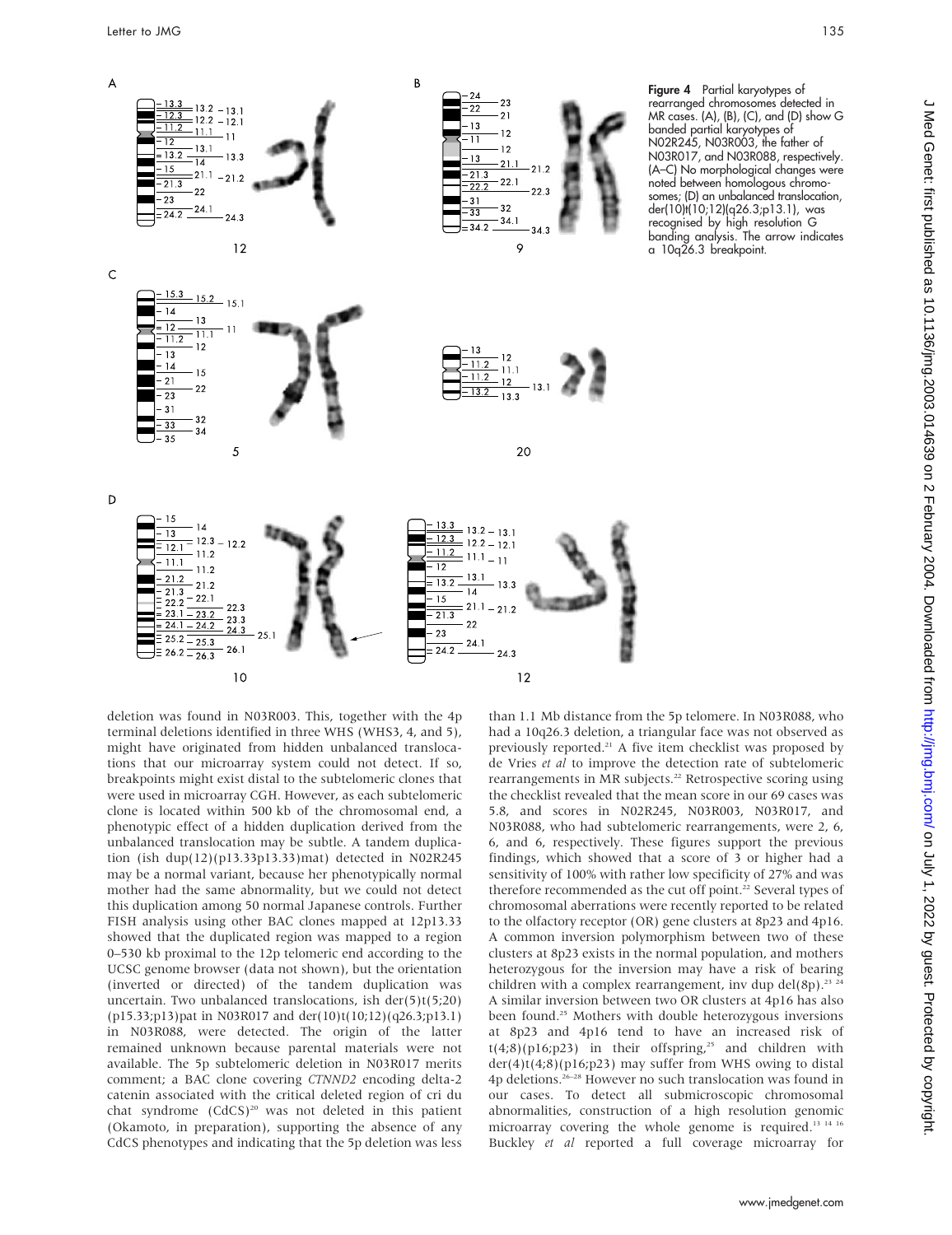Figure 4 Partial karyotypes of rearranged chromosomes detected in MR cases. (A), (B), (C), and (D) show G banded partial karyotypes of N02R245, N03R003, the father of N03R017, and N03R088, respectively. (A–C) No morphological changes were noted between homologous chromosomes; (D) an unbalanced translocation, der(10)t(10;12)(q26.3;p13.1), was recognised by high resolution G banding analysis. The arrow indicates a 10q26.3 breakpoint.

deletion was found in N03R003. This, together with the 4p terminal deletions identified in three WHS (WHS3, 4, and 5), might have originated from hidden unbalanced translocations that our microarray system could not detect. If so, breakpoints might exist distal to the subtelomeric clones that were used in microarray CGH. However, as each subtelomeric clone is located within 500 kb of the chromosomal end, a phenotypic effect of a hidden duplication derived from the unbalanced translocation may be subtle. A tandem duplication (ish dup(12)(p13.33p13.33)mat) detected in N02R245 may be a normal variant, because her phenotypically normal mother had the same abnormality, but we could not detect this duplication among 50 normal Japanese controls. Further FISH analysis using other BAC clones mapped at 12p13.33 showed that the duplicated region was mapped to a region 0–530 kb proximal to the 12p telomeric end according to the UCSC genome browser (data not shown), but the orientation (inverted or directed) of the tandem duplication was uncertain. Two unbalanced translocations, ish der(5)t(5;20)(p15.33;p13)pat in N03R017 and der(10)t(10;12)(q26.3;p13.1) in N03R088, were detected. The origin of the latter remained unknown because parental materials were not available. The 5p subtelomeric deletion in N03R017 merits comment; a BAC clone covering *CTNND2* encoding delta-2 catenin associated with the critical deleted region of cri du chat syndrome (CdCS)[20] was not deleted in this patient (Okamoto, in preparation), supporting the absence of any CdCS phenotypes and indicating that the 5p deletion was less than 1.1 Mb distance from the 5p telomere. In N03R088, who had a 10q26.3 deletion, a triangular face was not observed as previously reported.[21] A five item checklist was proposed by de Vries *et al* to improve the detection rate of subtelomeric rearrangements in MR subjects.[22] Retrospective scoring using the checklist revealed that the mean score in our 69 cases was 5.8, and scores in N02R245, N03R003, N03R017, and N03R088, who had subtelomeric rearrangements, were 2, 6, 6, and 6, respectively. These figures support the previous findings, which showed that a score of 3 or higher had a sensitivity of 100% with rather low specificity of 27% and was therefore recommended as the cut off point.[22] Several types of chromosomal aberrations were recently reported to be related to the olfactory receptor (OR) gene clusters at 8p23 and 4p16. A common inversion polymorphism between two of these clusters at 8p23 exists in the normal population, and mothers heterozygous for the inversion may have a risk of bearing children with a complex rearrangement, inv dup del(8p).[23 24] A similar inversion between two OR clusters at 4p16 has also been found.[25] Mothers with double heterozygous inversions at 8p23 and 4p16 tend to have an increased risk of t(4;8)(p16;p23) in their offspring,[25] and children with der(4)t(4;8)(p16;p23) may suffer from WHS owing to distal 4p deletions.[26–28] However no such translocation was found in our cases. To detect all submicroscopic chromosomal abnormalities, construction of a high resolution genomic microarray covering the whole genome is required.[13 14 16] Buckley *et al* reported a full coverage microarray for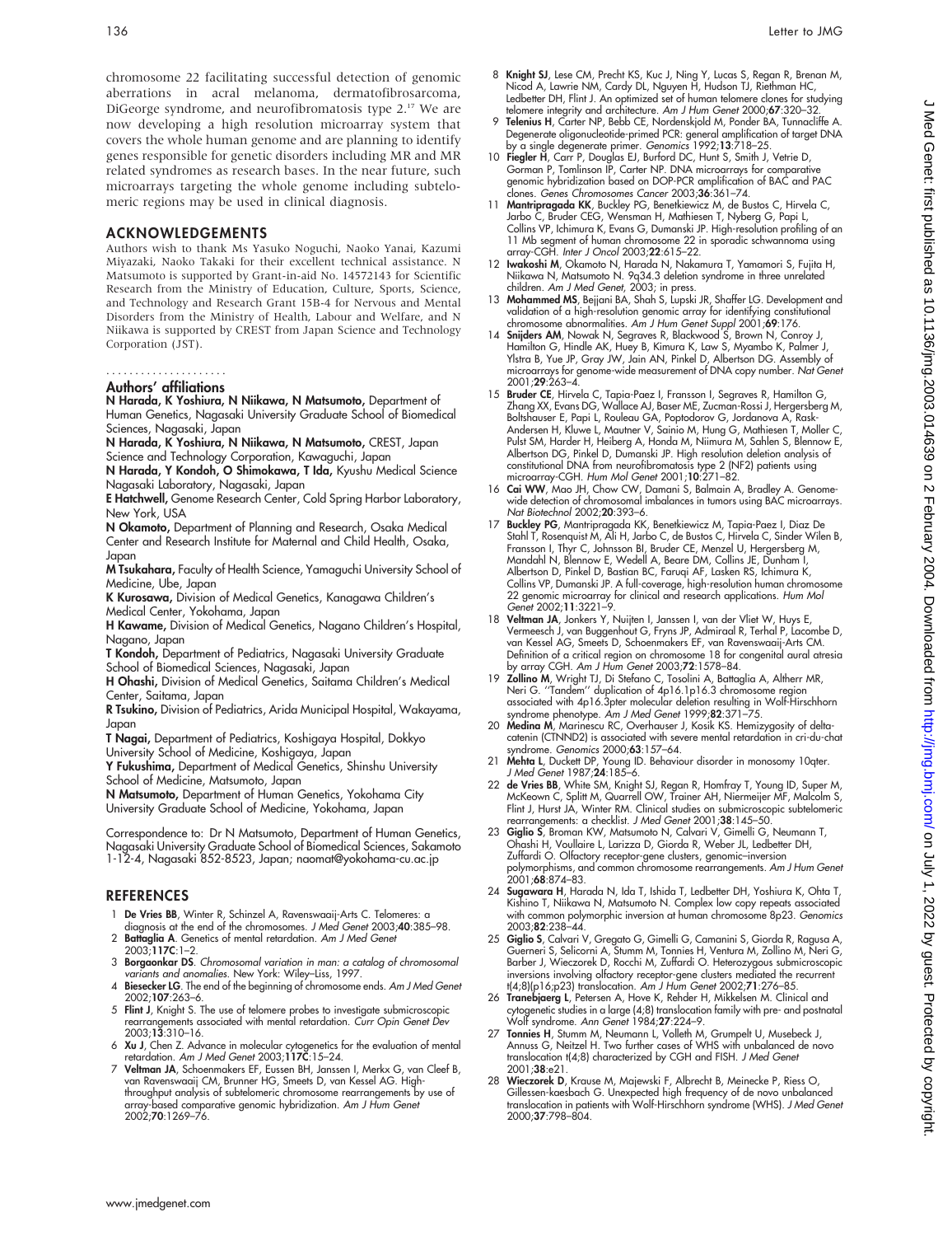chromosome 22 facilitating successful detection of genomic aberrations in acral melanoma, dermatofibrosarcoma, DiGeorge syndrome, and neurofibromatosis type 2.[17] We are now developing a high resolution microarray system that covers the whole human genome and are planning to identify genes responsible for genetic disorders including MR and MR related syndromes as research bases. In the near future, such microarrays targeting the whole genome including subtelomeric regions may be used in clinical diagnosis.

## ACKNOWLEDGEMENTS

Authors wish to thank Ms Yasuko Noguchi, Naoko Yanai, Kazumi Miyazaki, Naoko Takaki for their excellent technical assistance. N Matsumoto is supported by Grant-in-aid No. 14572143 for Scientific Research from the Ministry of Education, Culture, Sports, Science, and Technology and Research Grant 15B-4 for Nervous and Mental Disorders from the Ministry of Health, Labour and Welfare, and N Niikawa is supported by CREST from Japan Science and Technology Corporation (JST).

### Authors' affiliations

**N Harada, K Yoshiura, N Niikawa, N Matsumoto,** Department of Human Genetics, Nagasaki University Graduate School of Biomedical Sciences, Nagasaki, Japan

**N Harada, K Yoshiura, N Niikawa, N Matsumoto,** CREST, Japan Science and Technology Corporation, Kawaguchi, Japan

**N Harada, Y Kondoh, O Shimokawa, T Ida,** Kyushu Medical Science Nagasaki Laboratory, Nagasaki, Japan

**E Hatchwell,** Genome Research Center, Cold Spring Harbor Laboratory, New York, USA

**N Okamoto,** Department of Planning and Research, Osaka Medical Center and Research Institute for Maternal and Child Health, Osaka, Japan

**M Tsukahara,** Faculty of Health Science, Yamaguchi University School of Medicine, Ube, Japan

**K Kurosawa,** Division of Medical Genetics, Kanagawa Children's Medical Center, Yokohama, Japan

**H Kawame,** Division of Medical Genetics, Nagano Children's Hospital, Nagano, Japan

**T Kondoh,** Department of Pediatrics, Nagasaki University Graduate School of Biomedical Sciences, Nagasaki, Japan

**H Ohashi,** Division of Medical Genetics, Saitama Children's Medical Center, Saitama, Japan

**R Tsukino,** Division of Pediatrics, Arida Municipal Hospital, Wakayama, Japan

**T Nagai,** Department of Pediatrics, Koshigaya Hospital, Dokkyo University School of Medicine, Koshigaya, Japan

**Y Fukushima,** Department of Medical Genetics, Shinshu University School of Medicine, Matsumoto, Japan

**N Matsumoto,** Department of Human Genetics, Yokohama City University Graduate School of Medicine, Yokohama, Japan

Correspondence to: Dr N Matsumoto, Department of Human Genetics, Nagasaki University Graduate School of Biomedical Sciences, Sakamoto 1-12-4, Nagasaki 852-8523, Japan; naomat@yokohama-cu.ac.jp

## REFERENCES

1. **De Vries BB**, Winter R, Schinzel A, Ravenswaaij-Arts C. Telomeres: a diagnosis at the end of the chromosomes. *J Med Genet* 2003;**40**:385–98.
2. **Battaglia A**. Genetics of mental retardation. *Am J Med Genet* 2003;**117C**:1–2.
3. **Borgaonkar DS**. *Chromosomal variation in man: a catalog of chromosomal variants and anomalies*. New York: Wiley–Liss, 1997.
4. **Biesecker LG**. The end of the beginning of chromosome ends. *Am J Med Genet* 2002;**107**:263–6.
5. **Flint J**, Knight S. The use of telomere probes to investigate submicroscopic rearrangements associated with mental retardation. *Curr Opin Genet Dev* 2003;**13**:310–16.
6. **Xu J**, Chen Z. Advance in molecular cytogenetics for the evaluation of mental retardation. *Am J Med Genet* 2003;**117C**:15–24.
7. **Veltman JA**, Schoenmakers EF, Eussen BH, Janssen I, Merkx G, van Cleef B, van Ravenswaaij CM, Brunner HG, Smeets D, van Kessel AG. High-throughput analysis of subtelomeric chromosome rearrangements by use of array-based comparative genomic hybridization. *Am J Hum Genet* 2002;**70**:1269–76.
8. **Knight SJ**, Lese CM, Precht KS, Kuc J, Ning Y, Lucas S, Regan R, Brenan M, Nicod A, Lawrie NM, Cardy DL, Nguyen H, Hudson TJ, Riethman HC, Ledbetter DH, Flint J. An optimized set of human telomere clones for studying telomere integrity and architecture. *Am J Hum Genet* 2000;**67**:320–32.
9. **Telenius H**, Carter NP, Bebb CE, Nordenskjold M, Ponder BA, Tunnacliffe A. Degenerate oligonucleotide-primed PCR: general amplification of target DNA by a single degenerate primer. *Genomics* 1992;**13**:718–25.
10. **Fiegler H**, Carr P, Douglas EJ, Burford DC, Hunt S, Smith J, Vetrie D, Gorman P, Tomlinson IP, Carter NP. DNA microarrays for comparative genomic hybridization based on DOP-PCR amplification of BAC and PAC clones. *Genes Chromosomes Cancer* 2003;**36**:361–74.
11. **Mantripragada KK**, Buckley PG, Benetkiewicz M, de Bustos C, Hirvela C, Jarbo C, Bruder CEG, Wensman H, Mathiesen T, Nyberg G, Papi L, Collins VP, Ichimura K, Evans G, Dumanski JP. High-resolution profiling of an 11 Mb segment of human chromosome 22 in sporadic schwannoma using array-CGH. *Inter J Oncol* 2003;**22**:615–22.
12. **Iwakoshi M**, Okamoto N, Harada N, Nakamura T, Yamamori S, Fujita H, Niikawa N, Matsumoto N. 9q34.3 deletion syndrome in three unrelated children. *Am J Med Genet*, 2003; in press.
13. **Mohammed MS**, Bejjani BA, Shah S, Lupski JR, Shaffer LG. Development and validation of a high-resolution genomic array for identifying constitutional chromosome abnormalities. *Am J Hum Genet Suppl* 2001;**69**:176.
14. **Snijders AM**, Nowak N, Segraves R, Blackwood S, Brown N, Conroy J, Hamilton G, Hindle AK, Huey B, Kimura K, Law S, Myambo K, Palmer J, Ylstra B, Yue JP, Gray JW, Jain AN, Pinkel D, Albertson DG. Assembly of microarrays for genome-wide measurement of DNA copy number. *Nat Genet* 2001;**29**:263–4.
15. **Bruder CE**, Hirvela C, Tapia-Paez I, Fransson I, Segraves R, Hamilton G, Zhang XX, Evans DG, Wallace AJ, Baser ME, Zucman-Rossi J, Hergersberg M, Boltshauser E, Papi L, Rouleau GA, Poptodorov G, Jordanova A, Rask-Andersen H, Kluwe L, Mautner V, Sainio M, Hung G, Mathiesen T, Moller C, Pulst SM, Harder H, Heiberg A, Honda M, Niimura M, Sahlen S, Blennow E, Albertson DG, Pinkel D, Dumanski JP. High resolution deletion analysis of constitutional DNA from neurofibromatosis type 2 (NF2) patients using microarray-CGH. *Hum Mol Genet* 2001;**10**:271–82.
16. **Cai WW**, Mao JH, Chow CW, Damani S, Balmain A, Bradley A. Genome-wide detection of chromosomal imbalances in tumors using BAC microarrays. *Nat Biotechnol* 2002;**20**:393–6.
17. **Buckley PG**, Mantripragada KK, Benetkiewicz M, Tapia-Paez I, Diaz De Stahl T, Rosenquist M, Ali H, Jarbo C, de Bustos C, Hirvela C, Sinder Wilen B, Fransson I, Thyr C, Johnsson BI, Bruder CE, Menzel U, Hergersberg M, Mandahl N, Blennow E, Wedell A, Beare DM, Collins JE, Dunham I, Albertson D, Pinkel D, Bastian BC, Faruqi AF, Lasken RS, Ichimura K, Collins VP, Dumanski JP. A full-coverage, high-resolution human chromosome 22 genomic microarray for clinical and research applications. *Hum Mol Genet* 2002;**11**:3221–9.
18. **Veltman JA**, Jonkers Y, Nuijten I, Janssen I, van der Vliet W, Huys E, Vermeesch J, van Buggenhout G, Fryns JP, Admiraal R, Terhal P, Lacombe D, van Kessel AG, Smeets D, Schoenmakers EF, van Ravenswaaij-Arts CM. Definition of a critical region on chromosome 18 for congenital aural atresia by array CGH. *Am J Hum Genet* 2003;**72**:1578–84.
19. **Zollino M**, Wright TJ, Di Stefano C, Tosolini A, Battaglia A, Altherr MR, Neri G. "Tandem" duplication of 4p16.1p16.3 chromosome region associated with 4p16.3pter molecular deletion resulting in Wolf-Hirschhorn syndrome phenotype. *Am J Med Genet* 1999;**82**:371–75.
20. **Medina M**, Marinescu RC, Overhauser J, Kosik KS. Hemizygosity of delta-catenin (CTNND2) is associated with severe mental retardation in cri-du-chat syndrome. *Genomics* 2000;**63**:157–64.
21. **Mehta L**, Duckett DP, Young ID. Behaviour disorder in monosomy 10qter. *J Med Genet* 1987;**24**:185–6.
22. **de Vries BB**, White SM, Knight SJ, Regan R, Homfray T, Young ID, Super M, McKeown C, Splitt M, Quarrell OW, Trainer AH, Niermeijer MF, Malcolm S, Flint J, Hurst JA, Winter RM. Clinical studies on submicroscopic subtelomeric rearrangements: a checklist. *J Med Genet* 2001;**38**:145–50.
23. **Giglio S**, Broman KW, Matsumoto N, Calvari V, Gimelli G, Neumann T, Ohashi H, Voullaire L, Larizza D, Giorda R, Weber JL, Ledbetter DH, Zuffardi O. Olfactory receptor-gene clusters, genomic–inversion polymorphisms, and common chromosome rearrangements. *Am J Hum Genet* 2001;**68**:874–83.
24. **Sugawara H**, Harada N, Ida T, Ishida T, Ledbetter DH, Yoshiura K, Ohta T, Kishino T, Niikawa N, Matsumoto N. Complex low copy repeats associated with common polymorphic inversion at human chromosome 8p23. *Genomics* 2003;**82**:238–44.
25. **Giglio S**, Calvari V, Gregato G, Gimelli G, Camanini S, Giorda R, Ragusa A, Guerneri S, Selicorni A, Stumm M, Tonnies H, Ventura M, Zollino M, Neri G, Barber J, Wieczorek D, Rocchi M, Zuffardi O. Heterozygous submicroscopic inversions involving olfactory receptor-gene clusters mediated the recurrent t(4;8)(p16;p23) translocation. *Am J Hum Genet* 2002;**71**:276–85.
26. **Tranebjaerg L**, Petersen A, Hove K, Rehder H, Mikkelsen M. Clinical and cytogenetic studies in a large (4;8) translocation family with pre- and postnatal Wolf syndrome. *Ann Genet* 1984;**27**:224–9.
27. **Tonnies H**, Stumm M, Neumann L, Volleth M, Grumpelt U, Musebeck J, Annuss G, Neitzel H. Two further cases of WHS with unbalanced de novo translocation t(4;8) characterized by CGH and FISH. *J Med Genet* 2001;**38**:e21.
28. **Wieczorek D**, Krause M, Majewski F, Albrecht B, Meinecke P, Riess O, Gillessen-kaesbach G. Unexpected high frequency of de novo unbalanced translocation in patients with Wolf-Hirschhorn syndrome (WHS). *J Med Genet* 2000;**37**:798–804.